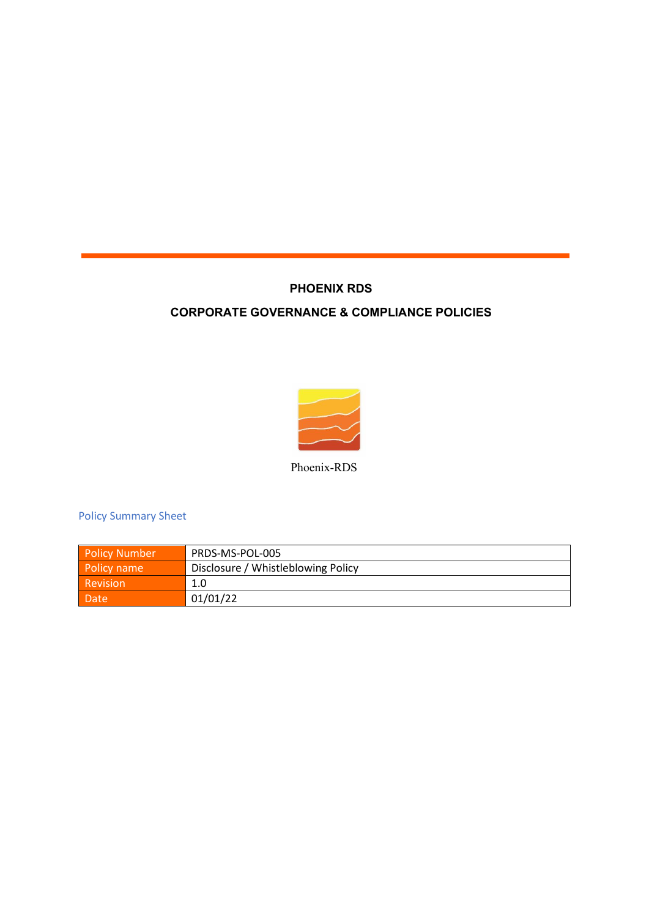# PHOENIX RDS

## CORPORATE GOVERNANCE & COMPLIANCE POLICIES

Phoenix-RDS

### Policy Summary Sheet

| Policy Number | PRDS-MS-POL-005 |
|---|---|
| Policy name | Disclosure / Whistleblowing Policy |
| Revision | 1.0 |
| Date | 01/01/22 |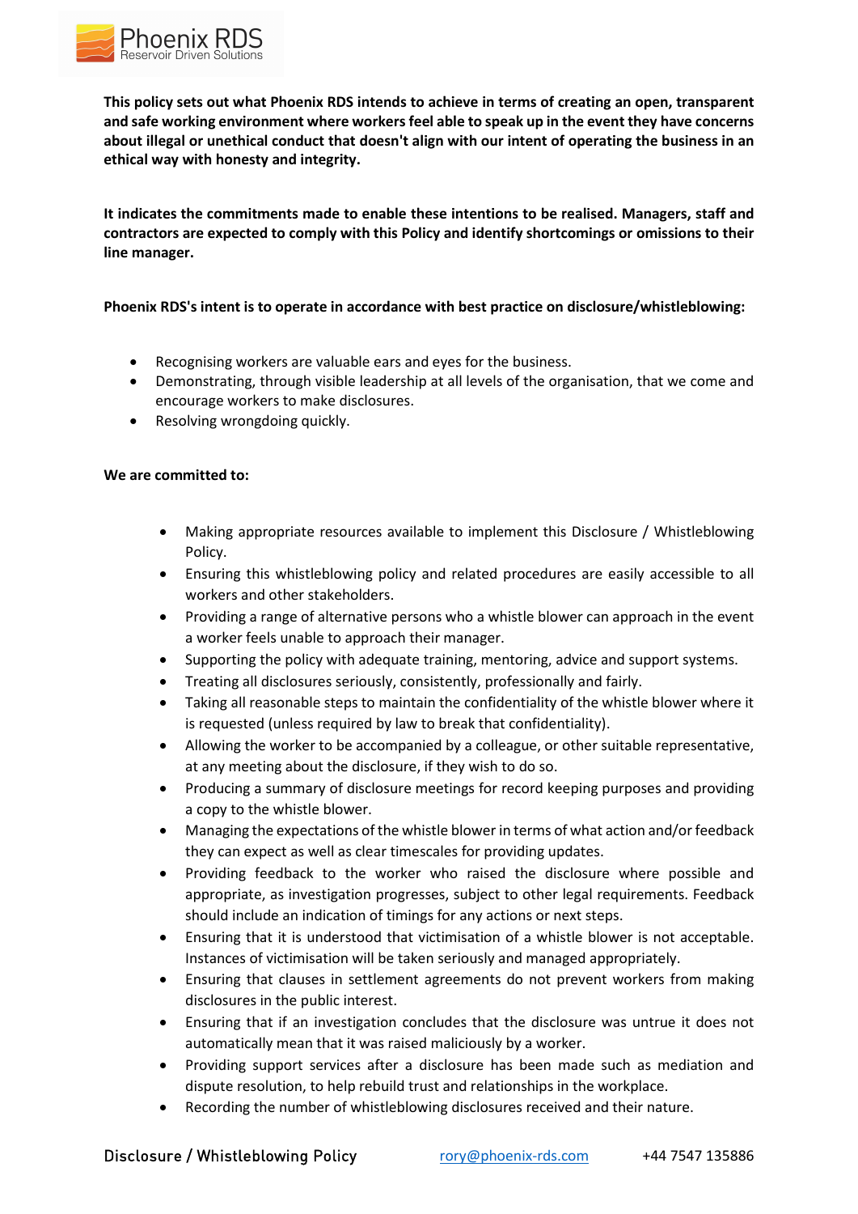**This policy sets out what Phoenix RDS intends to achieve in terms of creating an open, transparent and safe working environment where workers feel able to speak up in the event they have concerns about illegal or unethical conduct that doesn't align with our intent of operating the business in an ethical way with honesty and integrity.**

**It indicates the commitments made to enable these intentions to be realised. Managers, staff and contractors are expected to comply with this Policy and identify shortcomings or omissions to their line manager.**

**Phoenix RDS's intent is to operate in accordance with best practice on disclosure/whistleblowing:**

- Recognising workers are valuable ears and eyes for the business.
- Demonstrating, through visible leadership at all levels of the organisation, that we come and encourage workers to make disclosures.
- Resolving wrongdoing quickly.

**We are committed to:**

- Making appropriate resources available to implement this Disclosure / Whistleblowing Policy.
- Ensuring this whistleblowing policy and related procedures are easily accessible to all workers and other stakeholders.
- Providing a range of alternative persons who a whistle blower can approach in the event a worker feels unable to approach their manager.
- Supporting the policy with adequate training, mentoring, advice and support systems.
- Treating all disclosures seriously, consistently, professionally and fairly.
- Taking all reasonable steps to maintain the confidentiality of the whistle blower where it is requested (unless required by law to break that confidentiality).
- Allowing the worker to be accompanied by a colleague, or other suitable representative, at any meeting about the disclosure, if they wish to do so.
- Producing a summary of disclosure meetings for record keeping purposes and providing a copy to the whistle blower.
- Managing the expectations of the whistle blower in terms of what action and/or feedback they can expect as well as clear timescales for providing updates.
- Providing feedback to the worker who raised the disclosure where possible and appropriate, as investigation progresses, subject to other legal requirements. Feedback should include an indication of timings for any actions or next steps.
- Ensuring that it is understood that victimisation of a whistle blower is not acceptable. Instances of victimisation will be taken seriously and managed appropriately.
- Ensuring that clauses in settlement agreements do not prevent workers from making disclosures in the public interest.
- Ensuring that if an investigation concludes that the disclosure was untrue it does not automatically mean that it was raised maliciously by a worker.
- Providing support services after a disclosure has been made such as mediation and dispute resolution, to help rebuild trust and relationships in the workplace.
- Recording the number of whistleblowing disclosures received and their nature.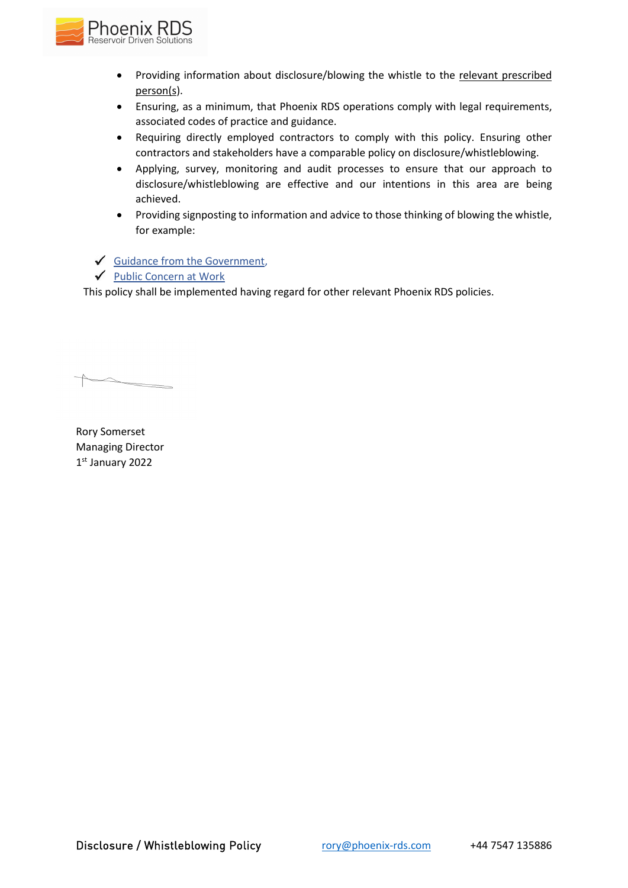- Providing information about disclosure/blowing the whistle to the relevant prescribed person(s).
- Ensuring, as a minimum, that Phoenix RDS operations comply with legal requirements, associated codes of practice and guidance.
- Requiring directly employed contractors to comply with this policy. Ensuring other contractors and stakeholders have a comparable policy on disclosure/whistleblowing.
- Applying, survey, monitoring and audit processes to ensure that our approach to disclosure/whistleblowing are effective and our intentions in this area are being achieved.
- Providing signposting to information and advice to those thinking of blowing the whistle, for example:

✓ Guidance from the Government,
✓ Public Concern at Work

This policy shall be implemented having regard for other relevant Phoenix RDS policies.

Rory Somerset
Managing Director
1st January 2022